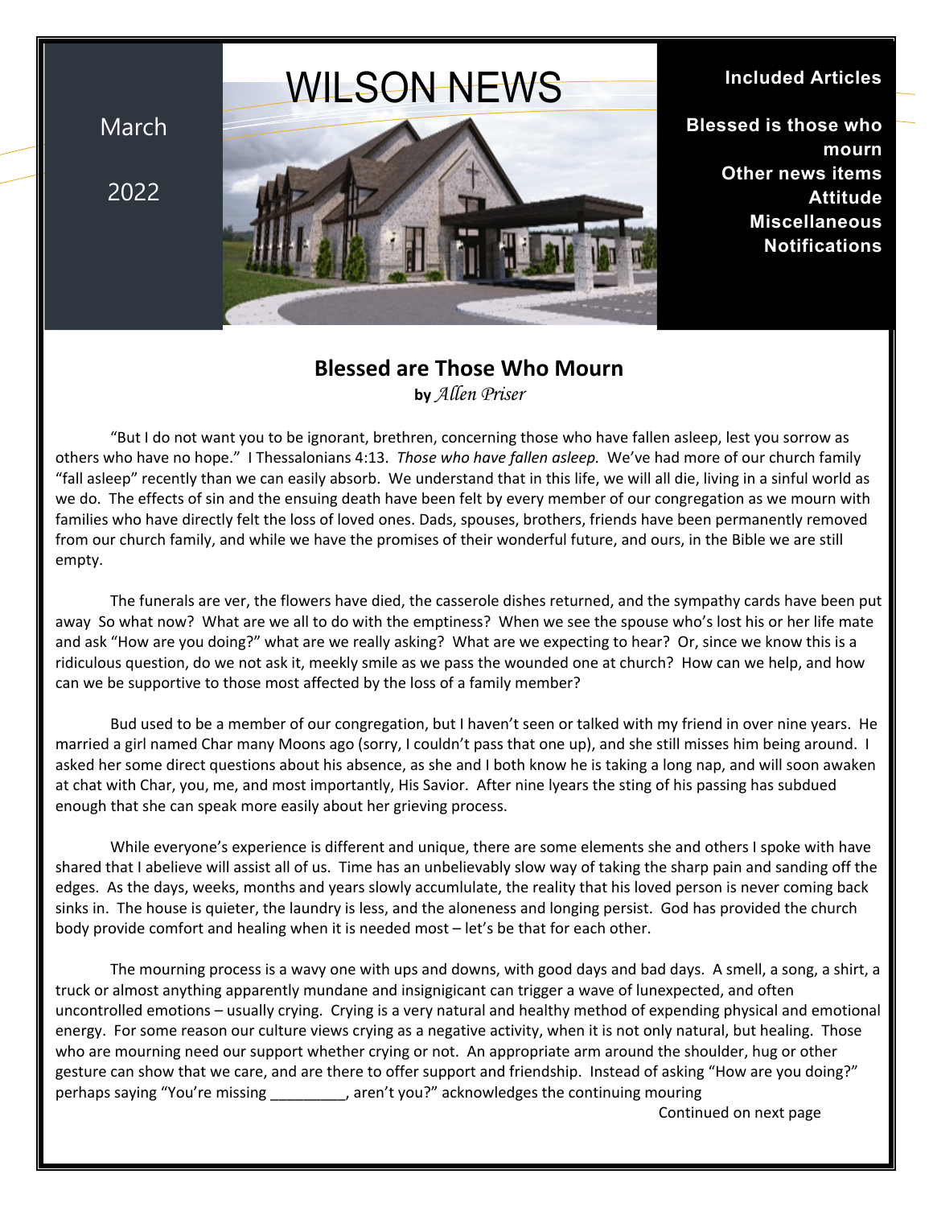March

2022

# WILSON NEWS

**Included Articles**

**Blessed is those who mourn**
**Other news items**
**Attitude**
**Miscellaneous**
**Notifications**

## Blessed are Those Who Mourn

**by** *Allen Priser*

"But I do not want you to be ignorant, brethren, concerning those who have fallen asleep, lest you sorrow as others who have no hope." I Thessalonians 4:13. *Those who have fallen asleep.* We've had more of our church family "fall asleep" recently than we can easily absorb. We understand that in this life, we will all die, living in a sinful world as we do. The effects of sin and the ensuing death have been felt by every member of our congregation as we mourn with families who have directly felt the loss of loved ones. Dads, spouses, brothers, friends have been permanently removed from our church family, and while we have the promises of their wonderful future, and ours, in the Bible we are still empty.

The funerals are ver, the flowers have died, the casserole dishes returned, and the sympathy cards have been put away So what now? What are we all to do with the emptiness? When we see the spouse who's lost his or her life mate and ask "How are you doing?" what are we really asking? What are we expecting to hear? Or, since we know this is a ridiculous question, do we not ask it, meekly smile as we pass the wounded one at church? How can we help, and how can we be supportive to those most affected by the loss of a family member?

Bud used to be a member of our congregation, but I haven't seen or talked with my friend in over nine years. He married a girl named Char many Moons ago (sorry, I couldn't pass that one up), and she still misses him being around. I asked her some direct questions about his absence, as she and I both know he is taking a long nap, and will soon awaken at chat with Char, you, me, and most importantly, His Savior. After nine lyears the sting of his passing has subdued enough that she can speak more easily about her grieving process.

While everyone's experience is different and unique, there are some elements she and others I spoke with have shared that I abelieve will assist all of us. Time has an unbelievably slow way of taking the sharp pain and sanding off the edges. As the days, weeks, months and years slowly accumlulate, the reality that his loved person is never coming back sinks in. The house is quieter, the laundry is less, and the aloneness and longing persist. God has provided the church body provide comfort and healing when it is needed most – let's be that for each other.

The mourning process is a wavy one with ups and downs, with good days and bad days. A smell, a song, a shirt, a truck or almost anything apparently mundane and insignigicant can trigger a wave of lunexpected, and often uncontrolled emotions – usually crying. Crying is a very natural and healthy method of expending physical and emotional energy. For some reason our culture views crying as a negative activity, when it is not only natural, but healing. Those who are mourning need our support whether crying or not. An appropriate arm around the shoulder, hug or other gesture can show that we care, and are there to offer support and friendship. Instead of asking "How are you doing?" perhaps saying "You're missing _________, aren't you?" acknowledges the continuing mouring

Continued on next page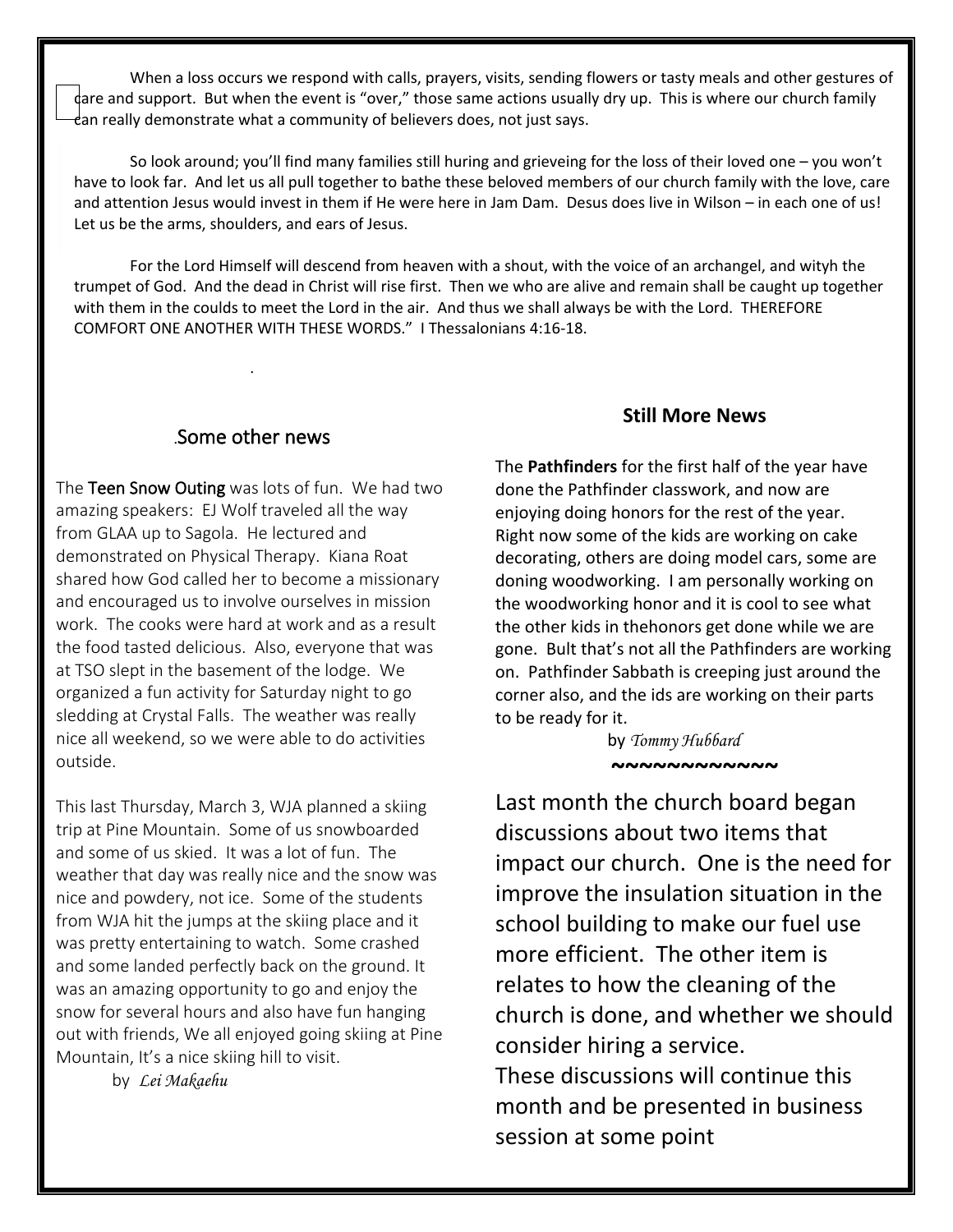When a loss occurs we respond with calls, prayers, visits, sending flowers or tasty meals and other gestures of care and support. But when the event is "over," those same actions usually dry up. This is where our church family can really demonstrate what a community of believers does, not just says.

So look around; you'll find many families still huring and grieveing for the loss of their loved one – you won't have to look far. And let us all pull together to bathe these beloved members of our church family with the love, care and attention Jesus would invest in them if He were here in Jam Dam. Desus does live in Wilson – in each one of us! Let us be the arms, shoulders, and ears of Jesus.

For the Lord Himself will descend from heaven with a shout, with the voice of an archangel, and wityh the trumpet of God. And the dead in Christ will rise first. Then we who are alive and remain shall be caught up together with them in the coulds to meet the Lord in the air. And thus we shall always be with the Lord. THEREFORE COMFORT ONE ANOTHER WITH THESE WORDS." I Thessalonians 4:16-18.

## .Some other news

The **Teen Snow Outing** was lots of fun. We had two amazing speakers: EJ Wolf traveled all the way from GLAA up to Sagola. He lectured and demonstrated on Physical Therapy. Kiana Roat shared how God called her to become a missionary and encouraged us to involve ourselves in mission work. The cooks were hard at work and as a result the food tasted delicious. Also, everyone that was at TSO slept in the basement of the lodge. We organized a fun activity for Saturday night to go sledding at Crystal Falls. The weather was really nice all weekend, so we were able to do activities outside.

This last Thursday, March 3, WJA planned a skiing trip at Pine Mountain. Some of us snowboarded and some of us skied. It was a lot of fun. The weather that day was really nice and the snow was nice and powdery, not ice. Some of the students from WJA hit the jumps at the skiing place and it was pretty entertaining to watch. Some crashed and some landed perfectly back on the ground. It was an amazing opportunity to go and enjoy the snow for several hours and also have fun hanging out with friends, We all enjoyed going skiing at Pine Mountain, It's a nice skiing hill to visit.

by *Lei Makaehu*

## Still More News

The **Pathfinders** for the first half of the year have done the Pathfinder classwork, and now are enjoying doing honors for the rest of the year. Right now some of the kids are working on cake decorating, others are doing model cars, some are doning woodworking. I am personally working on the woodworking honor and it is cool to see what the other kids in thehonors get done while we are gone. Bult that's not all the Pathfinders are working on. Pathfinder Sabbath is creeping just around the corner also, and the ids are working on their parts to be ready for it.

by *Tommy Hubbard*

~~~~~~~~~~~~~

Last month the church board began discussions about two items that impact our church. One is the need for improve the insulation situation in the school building to make our fuel use more efficient. The other item is relates to how the cleaning of the church is done, and whether we should consider hiring a service.
These discussions will continue this month and be presented in business session at some point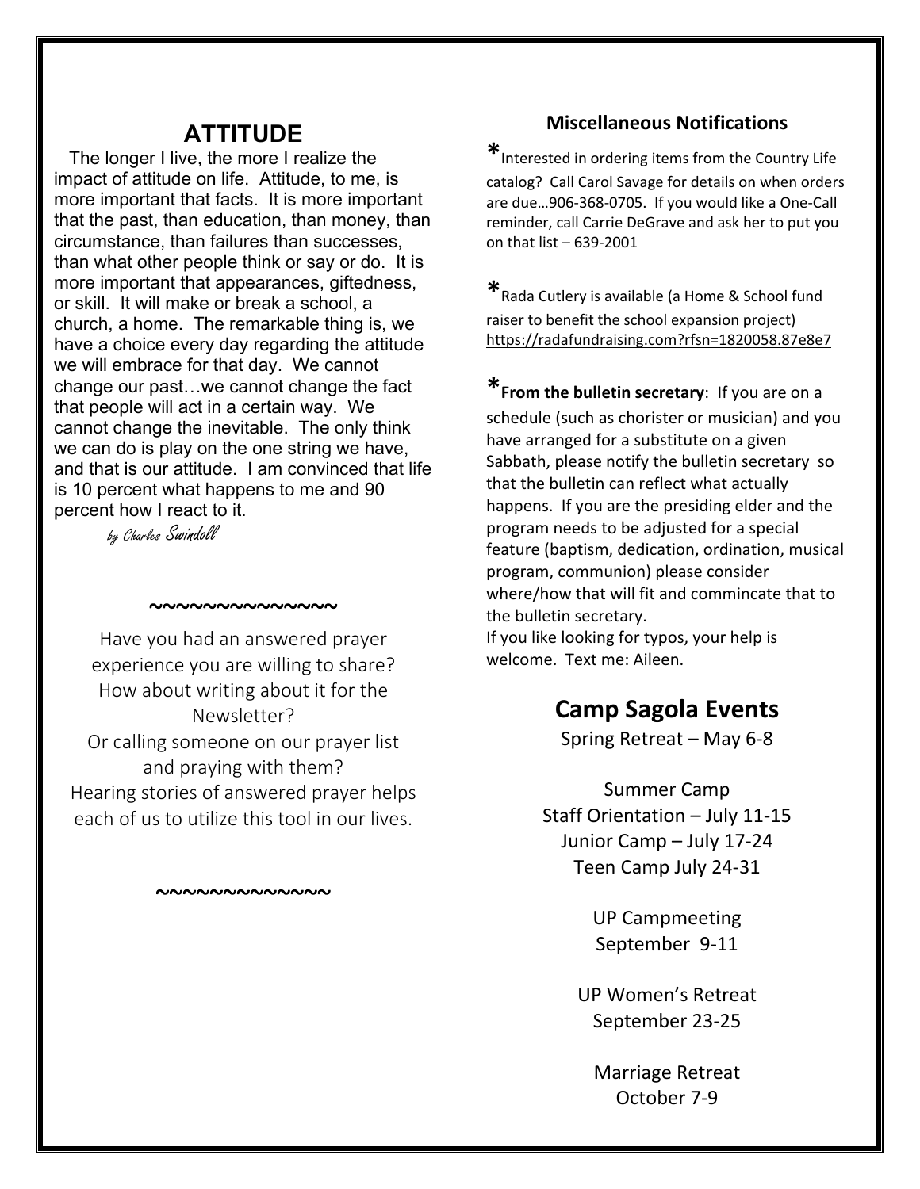## ATTITUDE

The longer I live, the more I realize the impact of attitude on life. Attitude, to me, is more important that facts. It is more important that the past, than education, than money, than circumstance, than failures than successes, than what other people think or say or do. It is more important that appearances, giftedness, or skill. It will make or break a school, a church, a home. The remarkable thing is, we have a choice every day regarding the attitude we will embrace for that day. We cannot change our past…we cannot change the fact that people will act in a certain way. We cannot change the inevitable. The only think we can do is play on the one string we have, and that is our attitude. I am convinced that life is 10 percent what happens to me and 90 percent how I react to it.

*by Charles Swindoll*

~~~~~~~~~~~~~~

Have you had an answered prayer experience you are willing to share?
How about writing about it for the Newsletter?
Or calling someone on our prayer list and praying with them?
Hearing stories of answered prayer helps each of us to utilize this tool in our lives.

~~~~~~~~~~~~~

### Miscellaneous Notifications

*Interested in ordering items from the Country Life catalog? Call Carol Savage for details on when orders are due…906-368-0705. If you would like a One-Call reminder, call Carrie DeGrave and ask her to put you on that list – 639-2001

*Rada Cutlery is available (a Home & School fund raiser to benefit the school expansion project) https://radafundraising.com?rfsn=1820058.87e8e7

***From the bulletin secretary**: If you are on a schedule (such as chorister or musician) and you have arranged for a substitute on a given Sabbath, please notify the bulletin secretary so that the bulletin can reflect what actually happens. If you are the presiding elder and the program needs to be adjusted for a special feature (baptism, dedication, ordination, musical program, communion) please consider where/how that will fit and commincate that to the bulletin secretary.
If you like looking for typos, your help is welcome. Text me: Aileen.

## Camp Sagola Events

Spring Retreat – May 6-8

Summer Camp
Staff Orientation – July 11-15
Junior Camp – July 17-24
Teen Camp July 24-31

UP Campmeeting
September 9-11

UP Women's Retreat
September 23-25

Marriage Retreat
October 7-9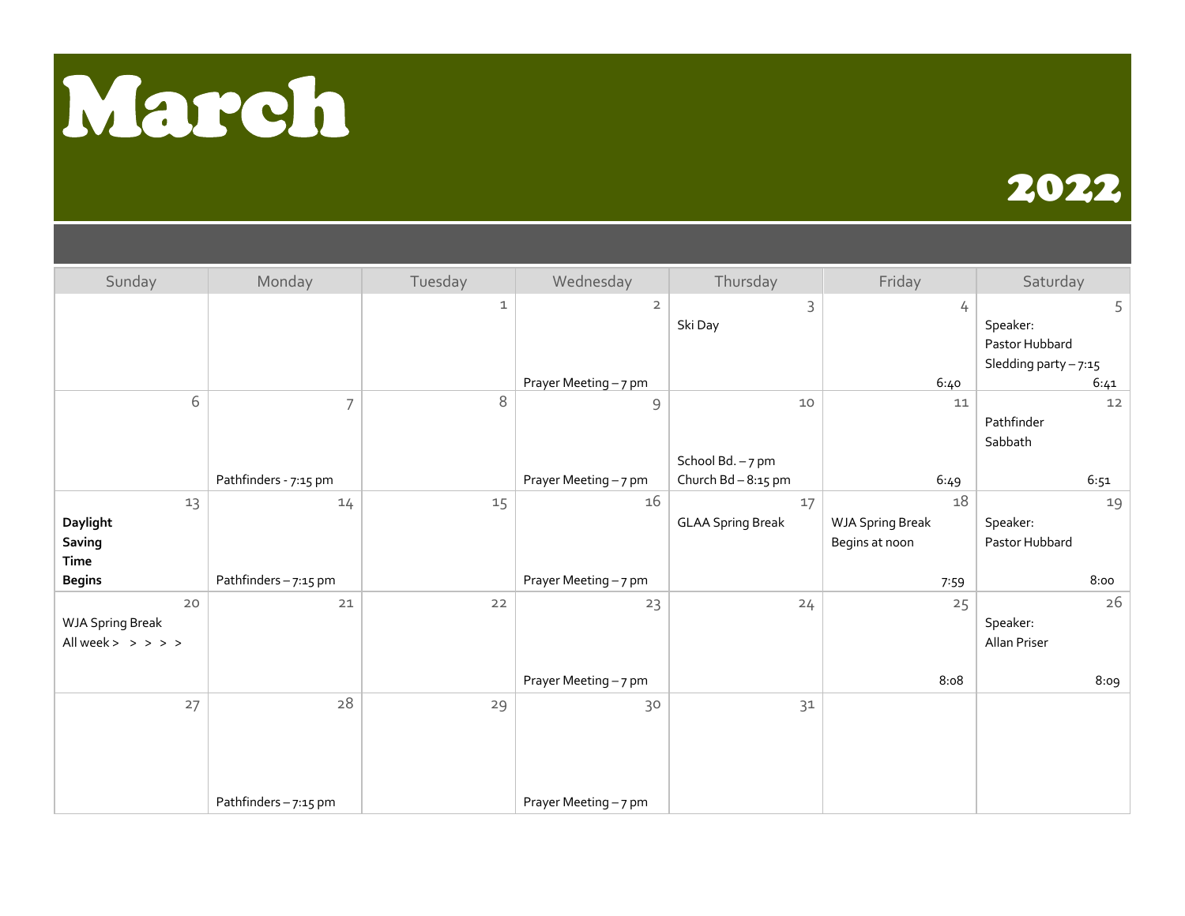# March

## 2022

| Sunday | Monday | Tuesday | Wednesday | Thursday | Friday | Saturday |
|---|---|---|---|---|---|---|
| | | 1 | 2<br>Prayer Meeting – 7 pm | 3<br>Ski Day | 4<br>6:40 | 5<br>Speaker:<br>Pastor Hubbard<br>Sledding party – 7:15<br>6:41 |
| 6 | 7<br>Pathfinders - 7:15 pm | 8 | 9<br>Prayer Meeting – 7 pm | 10<br>School Bd. – 7 pm<br>Church Bd – 8:15 pm | 11<br>6:49 | 12<br>Pathfinder<br>Sabbath<br>6:51 |
| 13<br>**Daylight Saving Time Begins** | 14<br>Pathfinders – 7:15 pm | 15 | 16<br>Prayer Meeting – 7 pm | 17<br>GLAA Spring Break | 18<br>WJA Spring Break<br>Begins at noon<br>7:59 | 19<br>Speaker:<br>Pastor Hubbard<br>8:00 |
| 20<br>WJA Spring Break<br>All week > > > > > | 21 | 22 | 23<br>Prayer Meeting – 7 pm | 24 | 25<br>8:08 | 26<br>Speaker:<br>Allan Priser<br>8:09 |
| 27 | 28<br>Pathfinders – 7:15 pm | 29 | 30<br>Prayer Meeting – 7 pm | 31 | | |